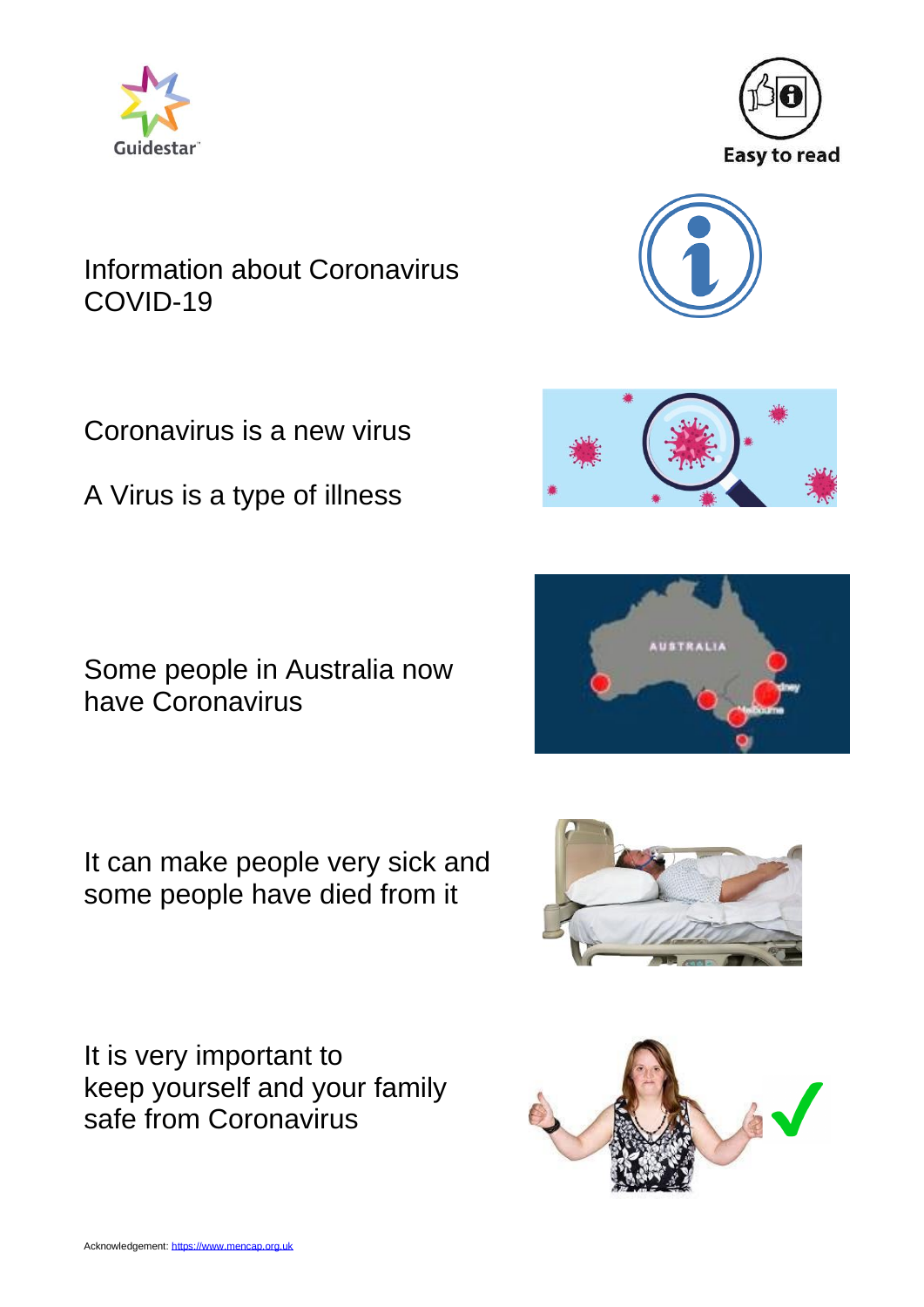Guidestar

Easy to read

# Information about Coronavirus COVID-19

Coronavirus is a new virus

A Virus is a type of illness

Some people in Australia now have Coronavirus

It can make people very sick and some people have died from it

It is very important to keep yourself and your family safe from Coronavirus

Acknowledgement: https://www.mencap.org.uk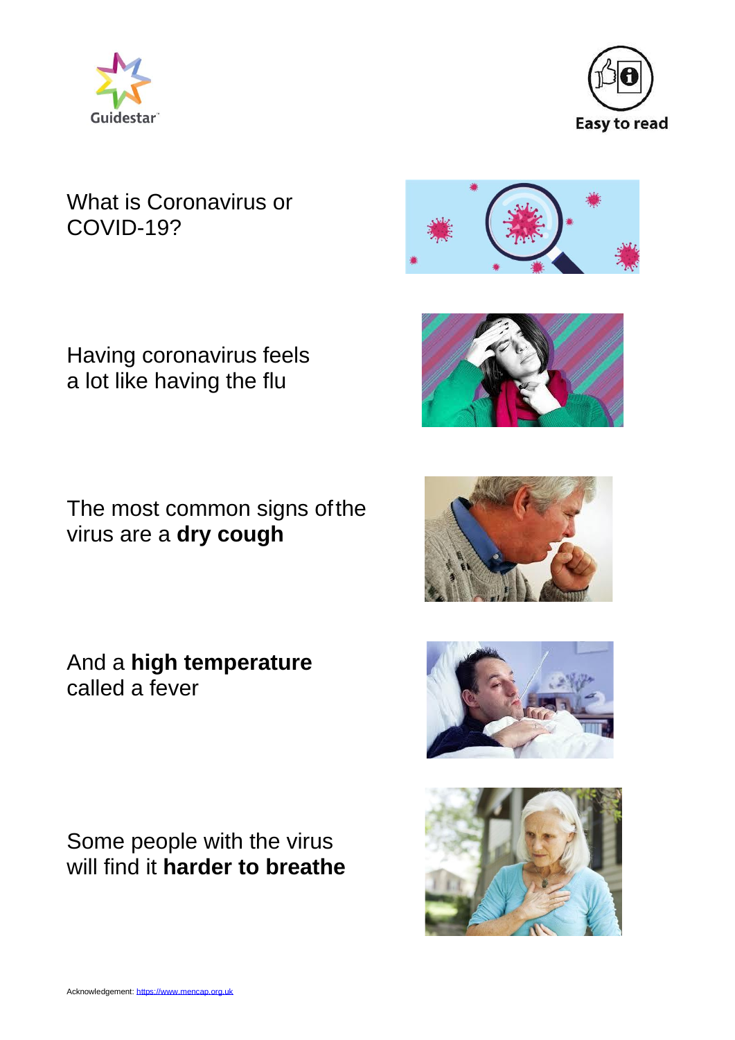What is Coronavirus or COVID-19?

Having coronavirus feels a lot like having the flu

The most common signs of the virus are a **dry cough**

And a **high temperature** called a fever

Some people with the virus will find it **harder to breathe**

Acknowledgement: https://www.mencap.org.uk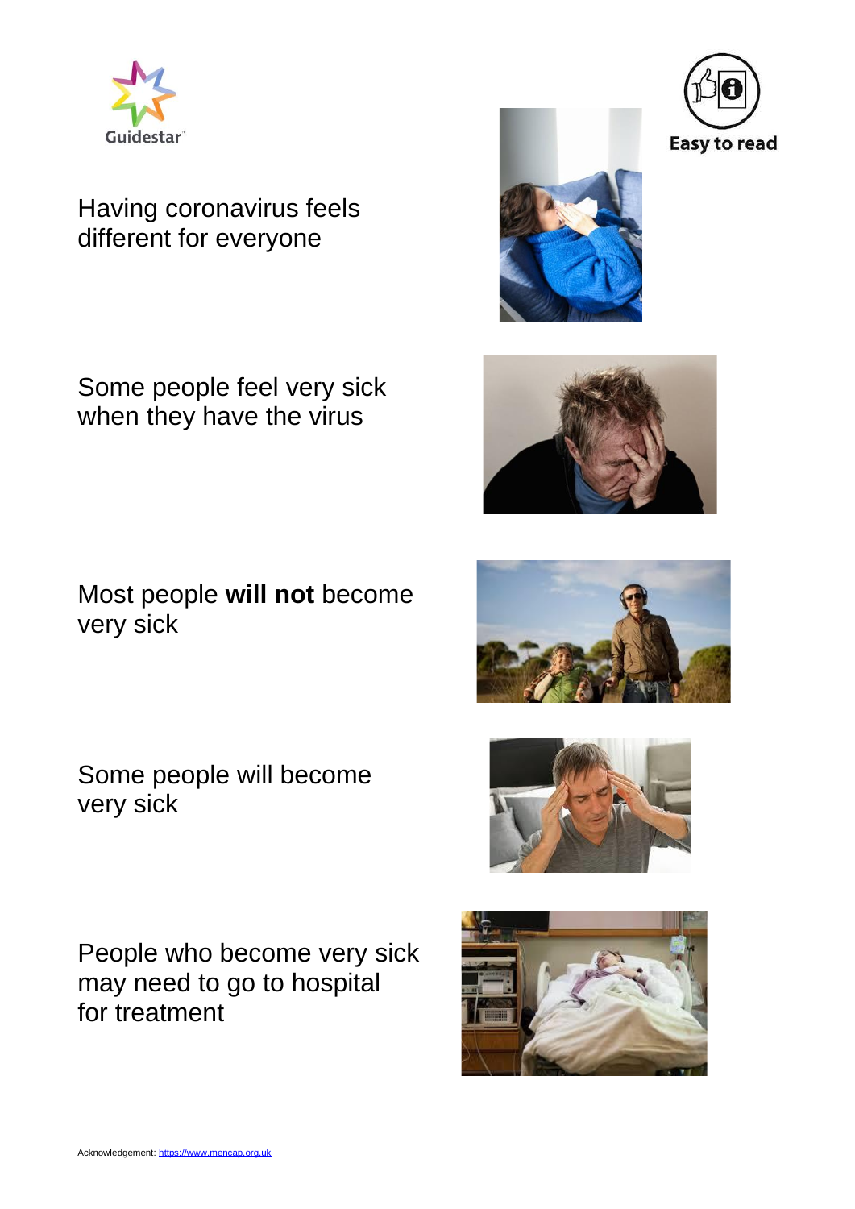Guidestar

Easy to read

Having coronavirus feels different for everyone

Some people feel very sick when they have the virus

Most people **will not** become very sick

Some people will become very sick

People who become very sick may need to go to hospital for treatment

Acknowledgement: https://www.mencap.org.uk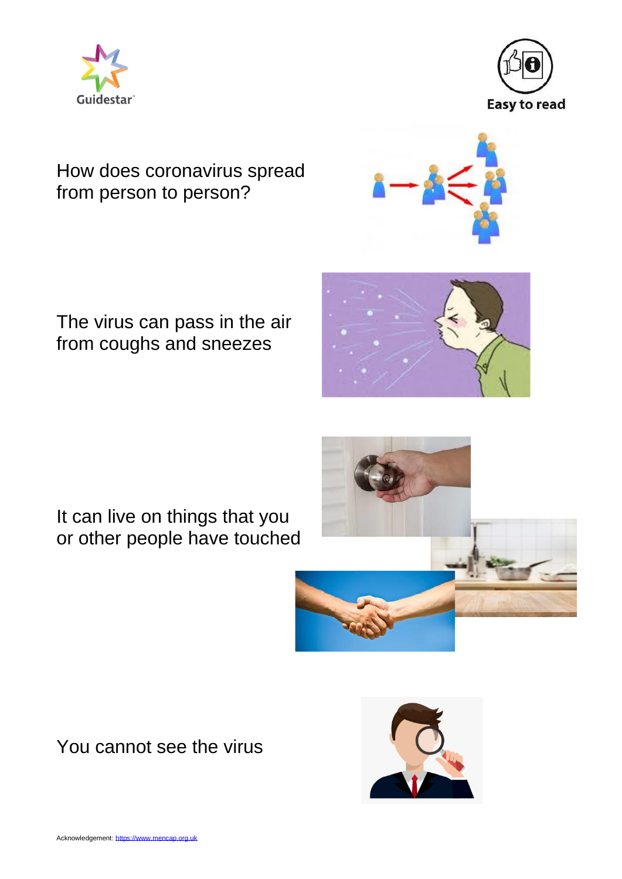Guidestar

Easy to read

How does coronavirus spread from person to person?

The virus can pass in the air from coughs and sneezes

It can live on things that you or other people have touched

You cannot see the virus

Acknowledgement: https://www.mencap.org.uk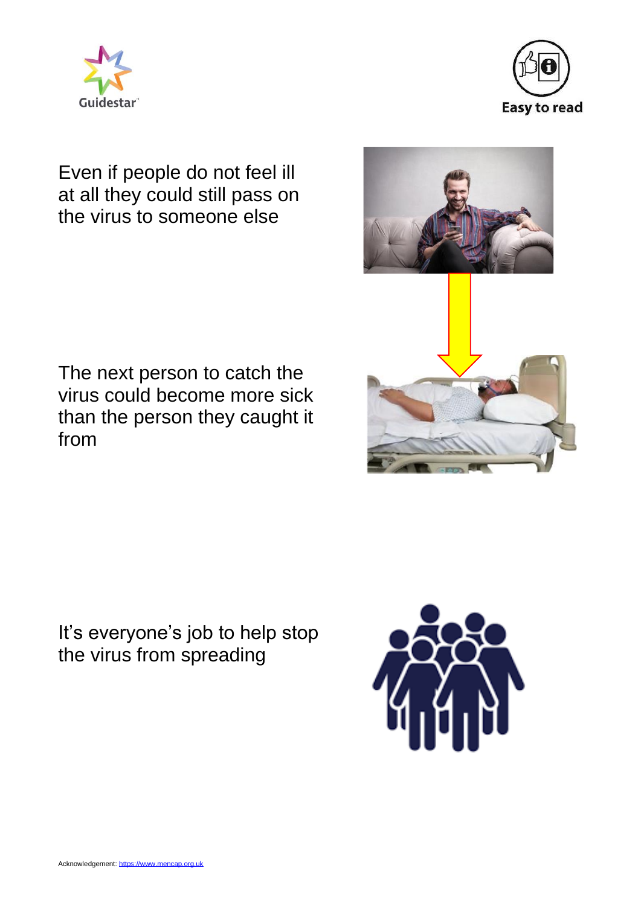Even if people do not feel ill at all they could still pass on the virus to someone else

The next person to catch the virus could become more sick than the person they caught it from

It's everyone's job to help stop the virus from spreading

Acknowledgement: https://www.mencap.org.uk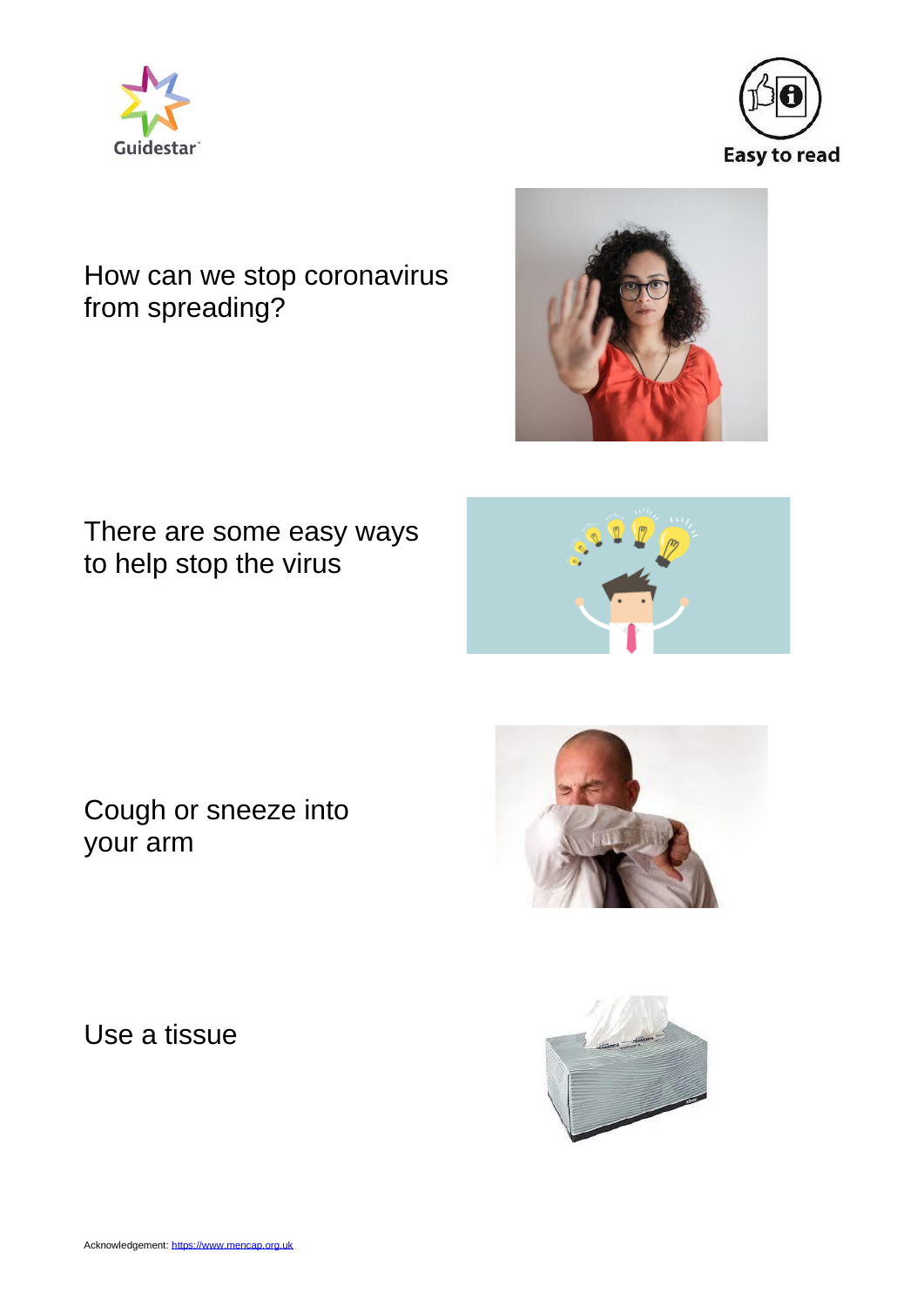Guidestar

Easy to read

How can we stop coronavirus from spreading?

There are some easy ways to help stop the virus

Cough or sneeze into your arm

Use a tissue

Acknowledgement: [https://www.mencap.org.uk](https://www.mencap.org.uk)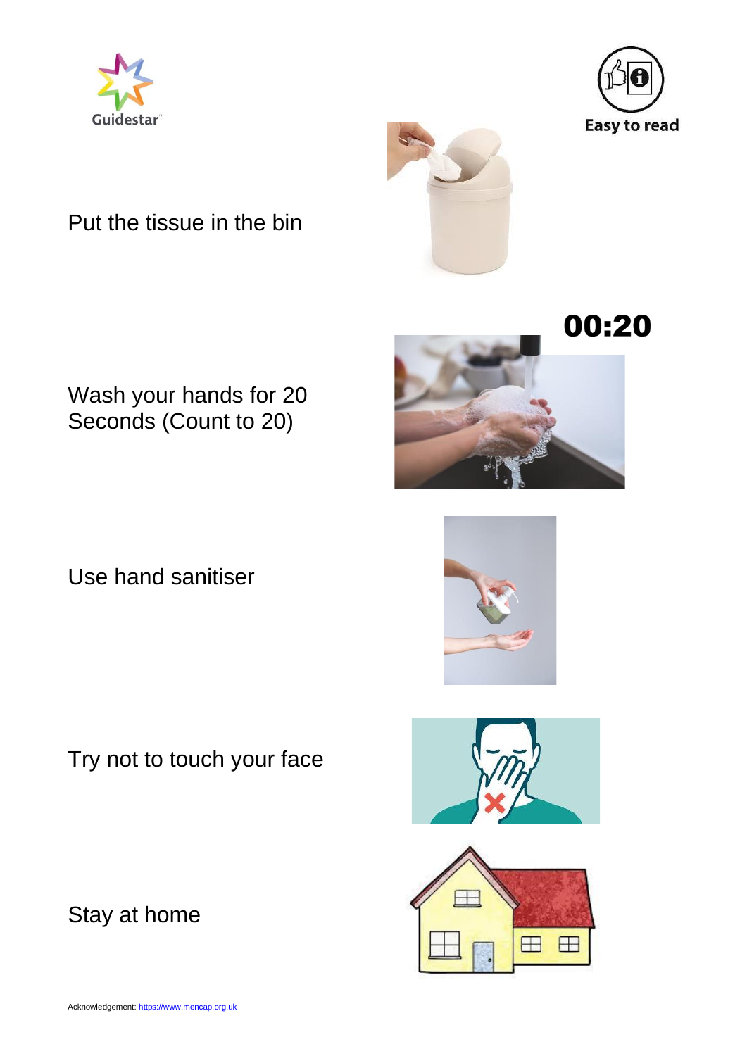Put the tissue in the bin

00:20

Wash your hands for 20 Seconds (Count to 20)

Use hand sanitiser

Try not to touch your face

Stay at home

Acknowledgement: https://www.mencap.org.uk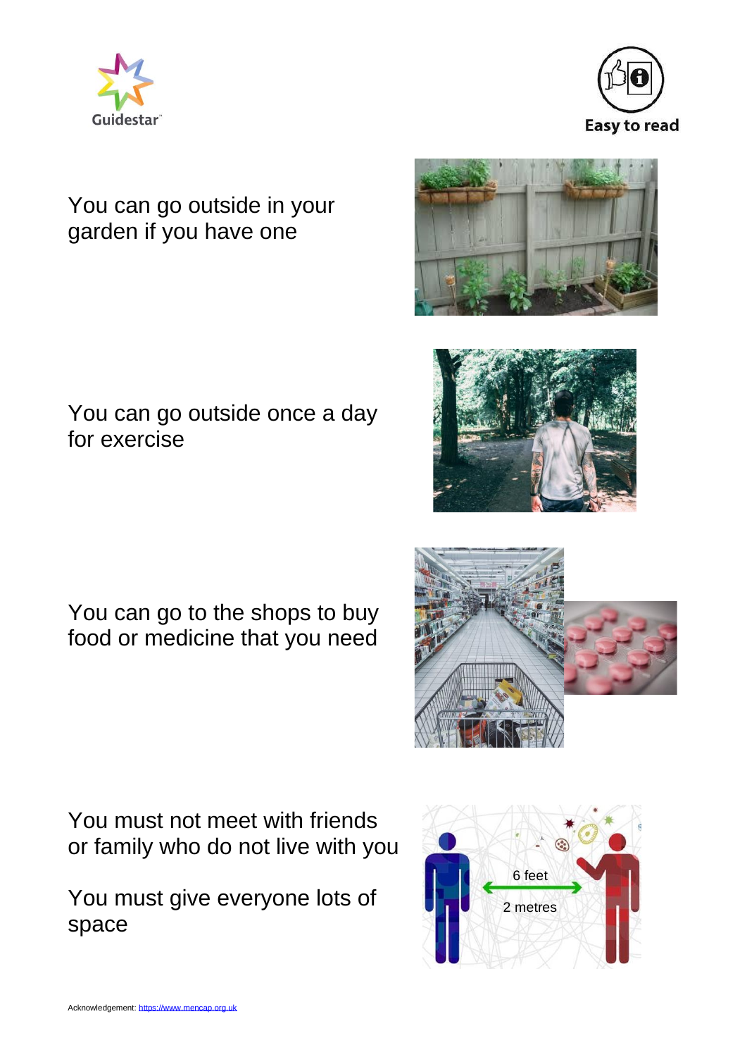Guidestar

Easy to read

You can go outside in your garden if you have one

You can go outside once a day for exercise

You can go to the shops to buy food or medicine that you need

You must not meet with friends or family who do not live with you

You must give everyone lots of space

Acknowledgement: https://www.mencap.org.uk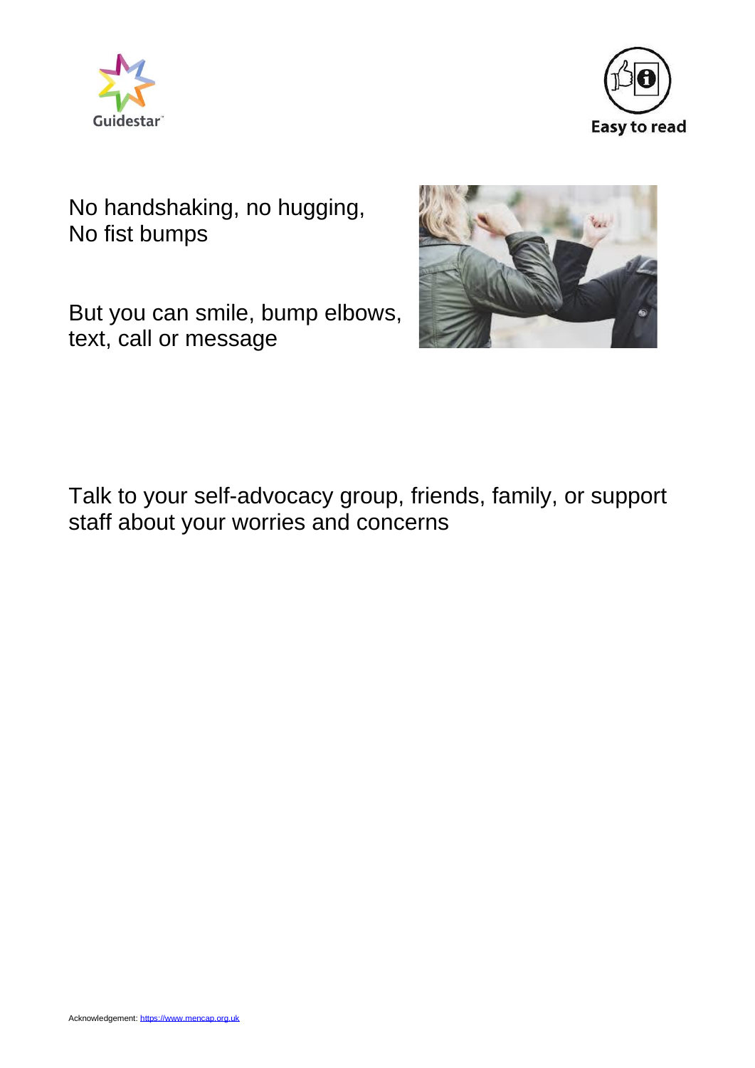No handshaking, no hugging,
No fist bumps

But you can smile, bump elbows, text, call or message

Talk to your self-advocacy group, friends, family, or support staff about your worries and concerns

Acknowledgement: https://www.mencap.org.uk